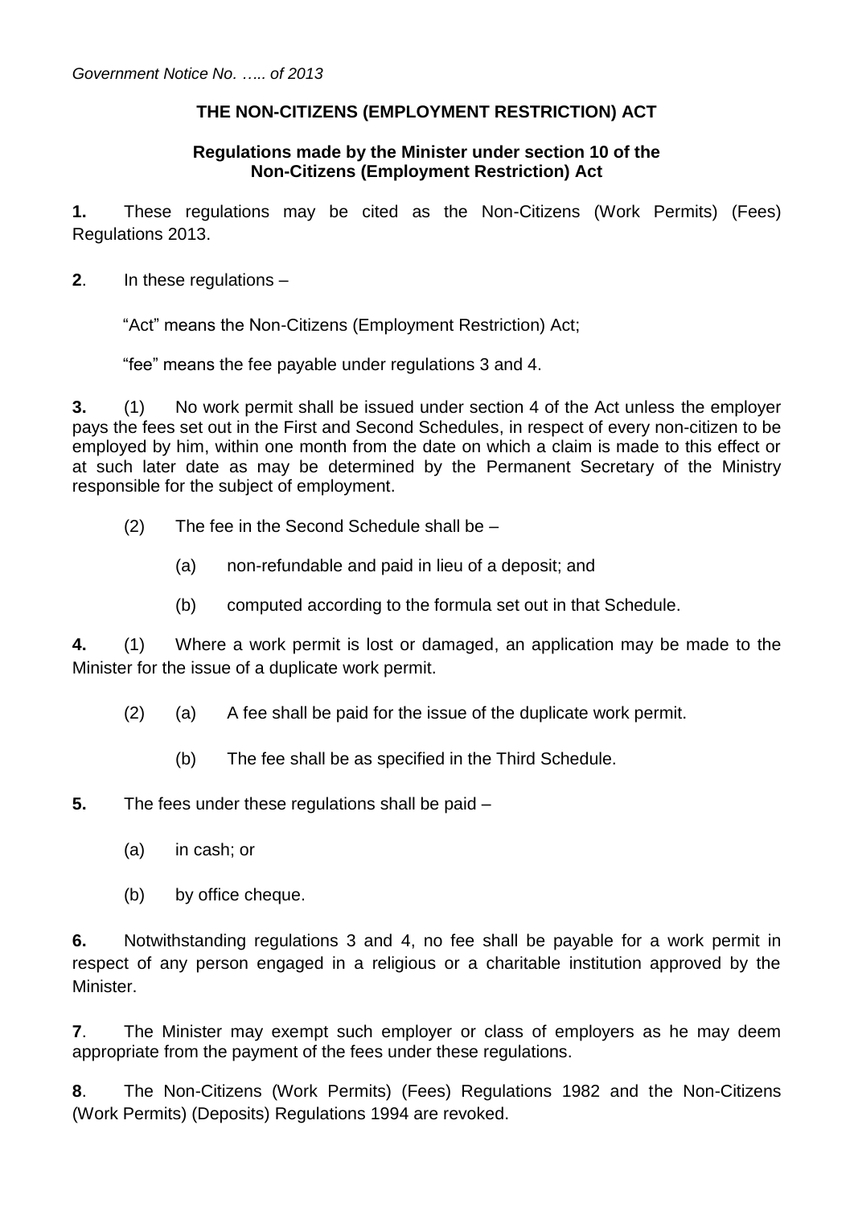*Government Notice No. ….. of 2013*

## THE NON-CITIZENS (EMPLOYMENT RESTRICTION) ACT

### Regulations made by the Minister under section 10 of the Non-Citizens (Employment Restriction) Act

**1.** These regulations may be cited as the Non-Citizens (Work Permits) (Fees) Regulations 2013.

**2**. In these regulations –

"Act" means the Non-Citizens (Employment Restriction) Act;

"fee" means the fee payable under regulations 3 and 4.

**3.** (1) No work permit shall be issued under section 4 of the Act unless the employer pays the fees set out in the First and Second Schedules, in respect of every non-citizen to be employed by him, within one month from the date on which a claim is made to this effect or at such later date as may be determined by the Permanent Secretary of the Ministry responsible for the subject of employment.

(2) The fee in the Second Schedule shall be –

(a) non-refundable and paid in lieu of a deposit; and

(b) computed according to the formula set out in that Schedule.

**4.** (1) Where a work permit is lost or damaged, an application may be made to the Minister for the issue of a duplicate work permit.

(2) (a) A fee shall be paid for the issue of the duplicate work permit.

(b) The fee shall be as specified in the Third Schedule.

**5.** The fees under these regulations shall be paid –

(a) in cash; or

(b) by office cheque.

**6.** Notwithstanding regulations 3 and 4, no fee shall be payable for a work permit in respect of any person engaged in a religious or a charitable institution approved by the Minister.

**7**. The Minister may exempt such employer or class of employers as he may deem appropriate from the payment of the fees under these regulations.

**8**. The Non-Citizens (Work Permits) (Fees) Regulations 1982 and the Non-Citizens (Work Permits) (Deposits) Regulations 1994 are revoked.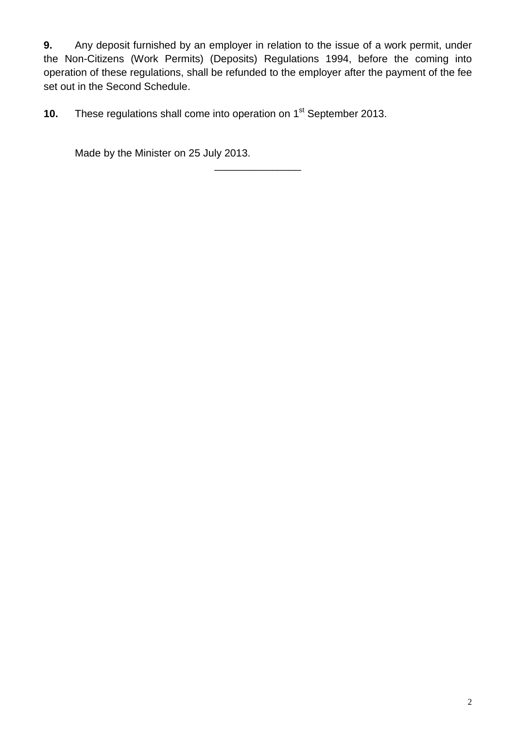**9.** Any deposit furnished by an employer in relation to the issue of a work permit, under the Non-Citizens (Work Permits) (Deposits) Regulations 1994, before the coming into operation of these regulations, shall be refunded to the employer after the payment of the fee set out in the Second Schedule.

**10.** These regulations shall come into operation on 1st September 2013.

Made by the Minister on 25 July 2013.

---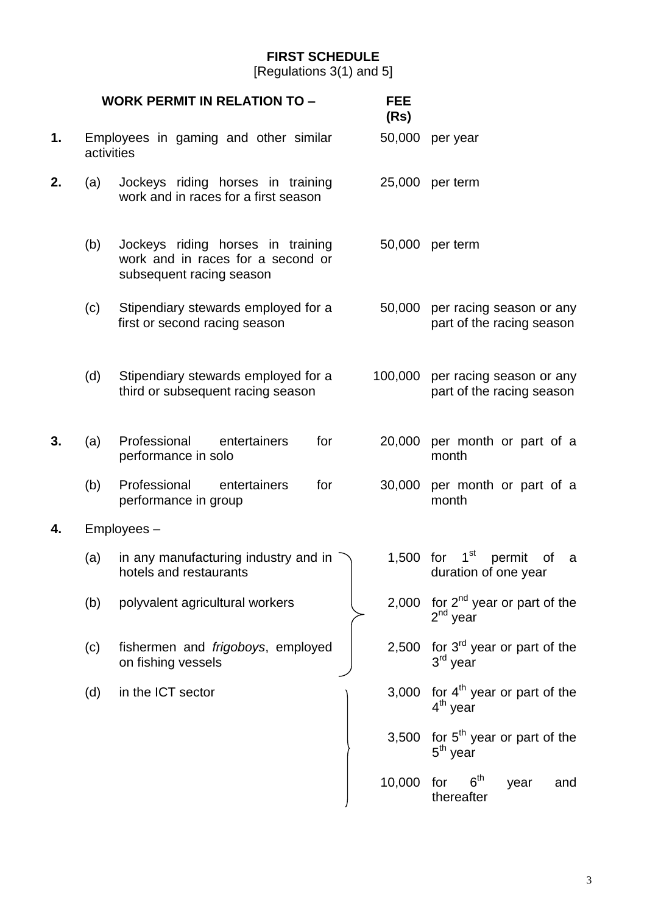**FIRST SCHEDULE**
[Regulations 3(1) and 5]

| | | WORK PERMIT IN RELATION TO – | FEE (Rs) | |
|---|---|---|---|---|
| **1.** | | Employees in gaming and other similar activities | 50,000 | per year |
| **2.** | (a) | Jockeys riding horses in training work and in races for a first season | 25,000 | per term |
| | (b) | Jockeys riding horses in training work and in races for a second or subsequent racing season | 50,000 | per term |
| | (c) | Stipendiary stewards employed for a first or second racing season | 50,000 | per racing season or any part of the racing season |
| | (d) | Stipendiary stewards employed for a third or subsequent racing season | 100,000 | per racing season or any part of the racing season |
| **3.** | (a) | Professional entertainers for performance in solo | 20,000 | per month or part of a month |
| | (b) | Professional entertainers for performance in group | 30,000 | per month or part of a month |
| **4.** | | Employees – | | |
| | (a) | in any manufacturing industry and in hotels and restaurants | 1,500 | for 1st permit of a duration of one year |
| | (b) | polyvalent agricultural workers | 2,000 | for 2nd year or part of the 2nd year |
| | (c) | fishermen and *frigoboys*, employed on fishing vessels | 2,500 | for 3rd year or part of the 3rd year |
| | (d) | in the ICT sector | 3,000 | for 4th year or part of the 4th year |
| | | | 3,500 | for 5th year or part of the 5th year |
| | | | 10,000 | for 6th year and thereafter |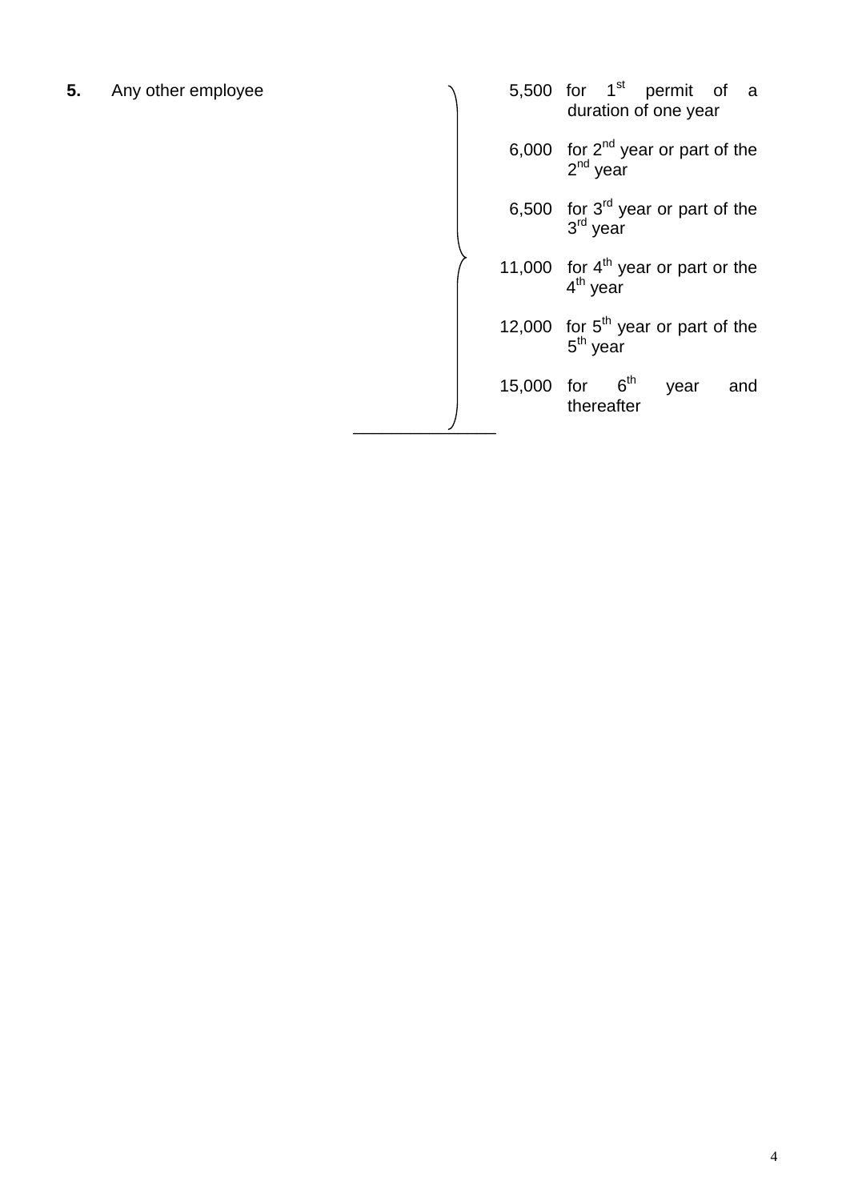| | | | |
|---|---|---|---|
| **5.** | Any other employee | 5,500 | for 1st permit of a duration of one year |
| | | 6,000 | for 2nd year or part of the 2nd year |
| | | 6,500 | for 3rd year or part of the 3rd year |
| | | 11,000 | for 4th year or part or the 4th year |
| | | 12,000 | for 5th year or part of the 5th year |
| | | 15,000 | for 6th year and thereafter |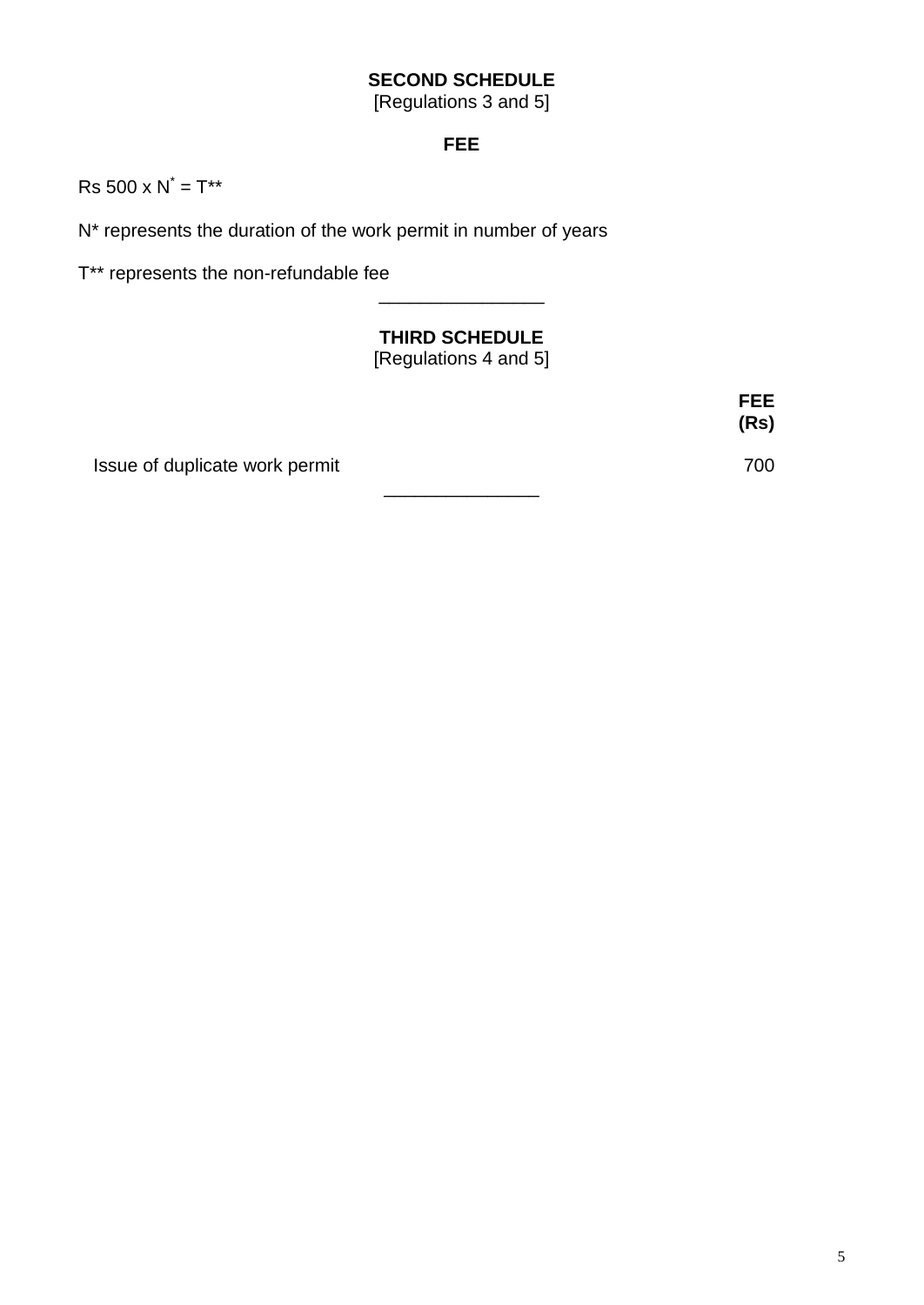## SECOND SCHEDULE

[Regulations 3 and 5]

**FEE**

Rs 500 x N* = T**

N* represents the duration of the work permit in number of years

T** represents the non-refundable fee

---

## THIRD SCHEDULE

[Regulations 4 and 5]

| | **FEE (Rs)** |
|---|---|
| Issue of duplicate work permit | 700 |

---